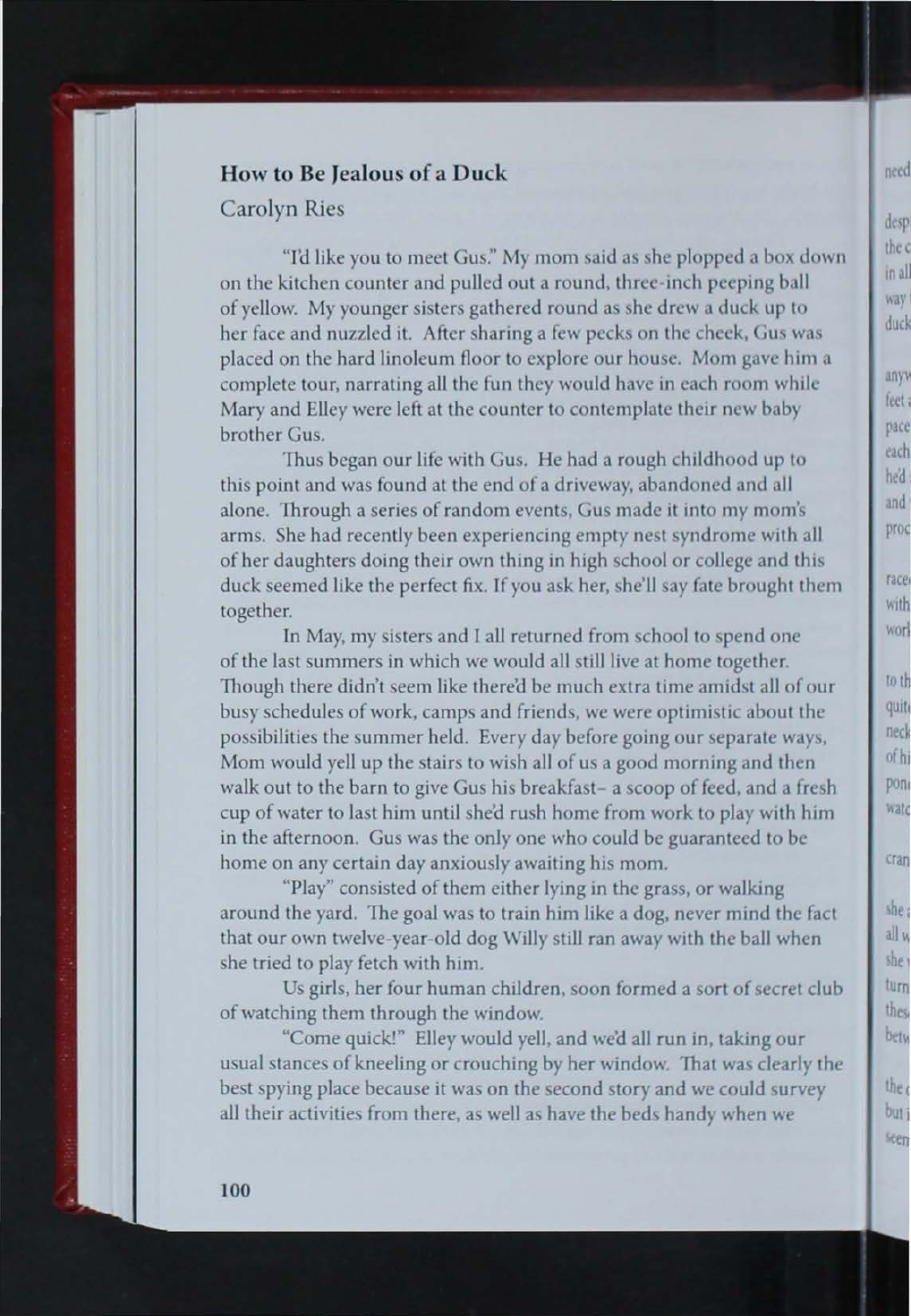## How to Be Jealous of a Duck

Carolyn Ries

"I'd like you to meet Gus." My mom said as she plopped a box down on the kitchen counter and pulled out a round, three-inch peeping ball of yellow. My younger sisters gathered round as she drew a duck up to her face and nuzzled it. After sharing a few pecks on the cheek, Gus was placed on the hard linoleum floor to explore our house. Mom gave him a complete tour, narrating all the fun they would have in each room while Mary and Elley were left at the counter to contemplate their new baby brother Gus.

Thus began our life with Gus. He had a rough childhood up to this point and was found at the end of a driveway, abandoned and all alone. Through a series of random events, Gus made it into my mom's arms. She had recently been experiencing empty nest syndrome with all of her daughters doing their own thing in high school or college and this duck seemed like the perfect fix. If you ask her, she'll say fate brought them together.

In May, my sisters and I all returned from school to spend one of the last summers in which we would all still live at home together. Though there didn't seem like there'd be much extra time amidst all of our busy schedules of work, camps and friends, we were optimistic about the possibilities the summer held. Every day before going our separate ways, Mom would yell up the stairs to wish all of us a good morning and then walk out to the barn to give Gus his breakfast– a scoop of feed, and a fresh cup of water to last him until she'd rush home from work to play with him in the afternoon. Gus was the only one who could be guaranteed to be home on any certain day anxiously awaiting his mom.

"Play" consisted of them either lying in the grass, or walking around the yard. The goal was to train him like a dog, never mind the fact that our own twelve-year-old dog Willy still ran away with the ball when she tried to play fetch with him.

Us girls, her four human children, soon formed a sort of secret club of watching them through the window.

"Come quick!" Elley would yell, and we'd all run in, taking our usual stances of kneeling or crouching by her window. That was clearly the best spying place because it was on the second story and we could survey all their activities from there, as well as have the beds handy when we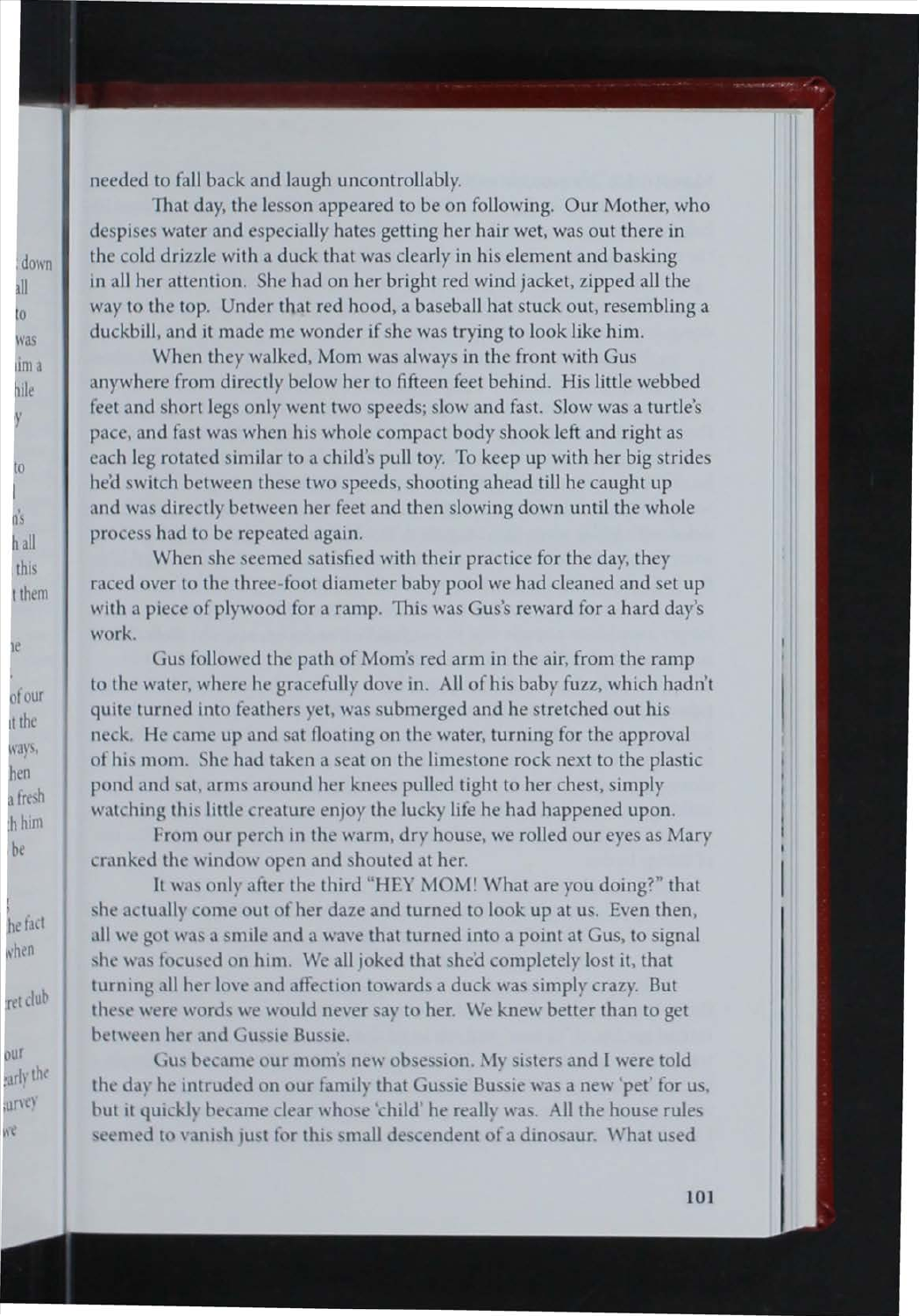needed to fall back and laugh uncontrollably.

That day, the lesson appeared to be on following. Our Mother, who despises water and especially hates getting her hair wet, was out there in the cold drizzle with a duck that was clearly in his element and basking in all her attention. She had on her bright red wind jacket, zipped all the way to the top. Under that red hood, a baseball hat stuck out, resembling a duckbill, and it made me wonder if she was trying to look like him.

When they walked, Mom was always in the front with Gus anywhere from directly below her to fifteen feet behind. His little webbed feet and short legs only went two speeds; slow and fast. Slow was a turtle's pace, and fast was when his whole compact body shook left and right as each leg rotated similar to a child's pull toy. To keep up with her big strides he'd switch between these two speeds, shooting ahead till he caught up and was directly between her feet and then slowing down until the whole process had to be repeated again.

When she seemed satisfied with their practice for the day, they raced over to the three-foot diameter baby pool we had cleaned and set up with a piece of plywood for a ramp. This was Gus's reward for a hard day's work.

Gus followed the path of Mom's red arm in the air, from the ramp to the water, where he gracefully dove in. All of his baby fuzz, which hadn't quite turned into feathers yet, was submerged and he stretched out his neck. He came up and sat floating on the water, turning for the approval of his mom. She had taken a seat on the limestone rock next to the plastic pond and sat, arms around her knees pulled tight to her chest, simply watching this little creature enjoy the lucky life he had happened upon.

From our perch in the warm, dry house, we rolled our eyes as Mary cranked the window open and shouted at her.

It was only after the third "HEY MOM! What are you doing?" that she actually come out of her daze and turned to look up at us. Even then, all we got was a smile and a wave that turned into a point at Gus, to signal she was focused on him. We all joked that she'd completely lost it, that turning all her love and affection towards a duck was simply crazy. But these were words we would never say to her. We knew better than to get between her and Gussie Bussie.

Gus became our mom's new obsession. My sisters and I were told the day he intruded on our family that Gussie Bussie was a new 'pet' for us, but it quickly became clear whose 'child' he really was. All the house rules seemed to vanish just for this small descendent of a dinosaur. What used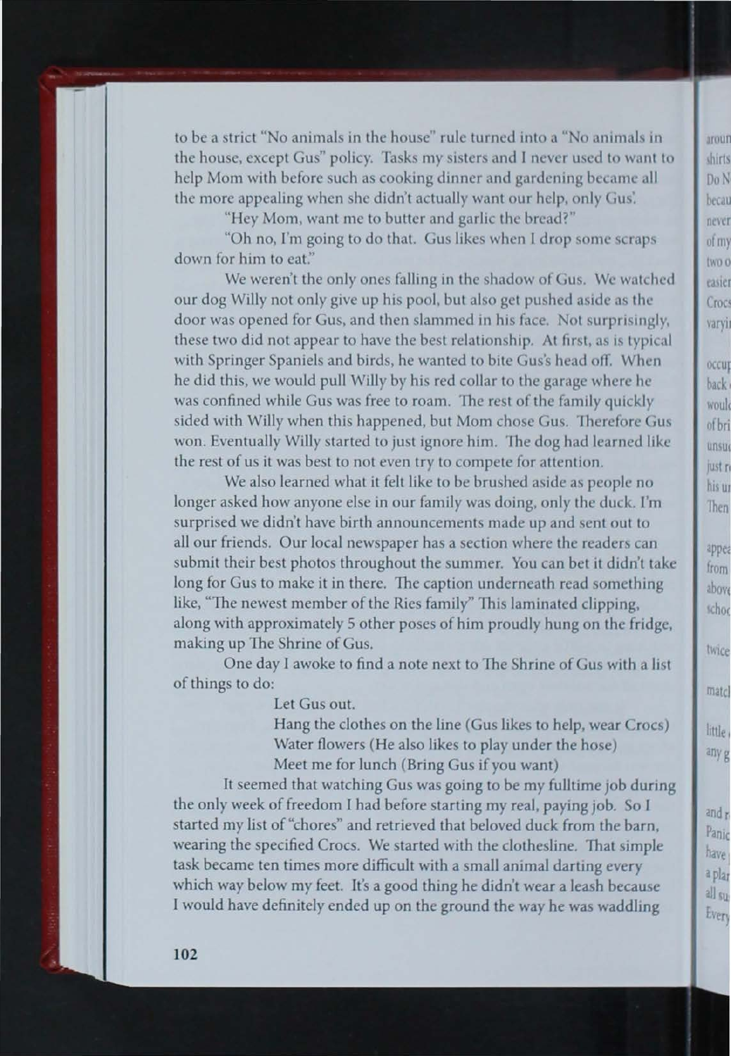to be a strict "No animals in the house" rule turned into a "No animals in the house, except Gus" policy. Tasks my sisters and I never used to want to help Mom with before such as cooking dinner and gardening became all the more appealing when she didn't actually want our help, only Gus'.

"Hey Mom, want me to butter and garlic the bread?"

"Oh no, I'm going to do that. Gus likes when I drop some scraps down for him to eat."

We weren't the only ones falling in the shadow of Gus. We watched our dog Willy not only give up his pool, but also get pushed aside as the door was opened for Gus, and then slammed in his face. Not surprisingly, these two did not appear to have the best relationship. At first, as is typical with Springer Spaniels and birds, he wanted to bite Gus's head off. When he did this, we would pull Willy by his red collar to the garage where he was confined while Gus was free to roam. The rest of the family quickly sided with Willy when this happened, but Mom chose Gus. Therefore Gus won. Eventually Willy started to just ignore him. The dog had learned like the rest of us it was best to not even try to compete for attention.

We also learned what it felt like to be brushed aside as people no longer asked how anyone else in our family was doing, only the duck. I'm surprised we didn't have birth announcements made up and sent out to all our friends. Our local newspaper has a section where the readers can submit their best photos throughout the summer. You can bet it didn't take long for Gus to make it in there. The caption underneath read something like, "The newest member of the Ries family" This laminated clipping, along with approximately 5 other poses of him proudly hung on the fridge, making up The Shrine of Gus.

One day I awoke to find a note next to The Shrine of Gus with a list of things to do:

Let Gus out.
Hang the clothes on the line (Gus likes to help, wear Crocs)
Water flowers (He also likes to play under the hose)
Meet me for lunch (Bring Gus if you want)

It seemed that watching Gus was going to be my fulltime job during the only week of freedom I had before starting my real, paying job. So I started my list of "chores" and retrieved that beloved duck from the barn, wearing the specified Crocs. We started with the clothesline. That simple task became ten times more difficult with a small animal darting every which way below my feet. It's a good thing he didn't wear a leash because I would have definitely ended up on the ground the way he was waddling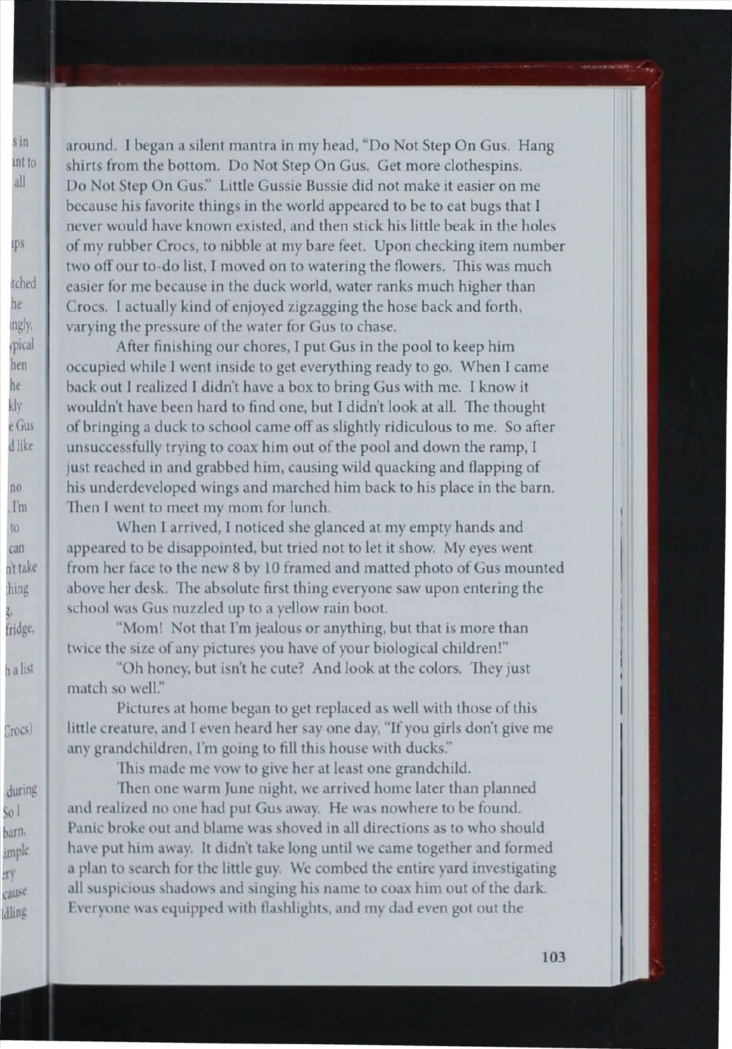around. I began a silent mantra in my head, "Do Not Step On Gus. Hang shirts from the bottom. Do Not Step On Gus. Get more clothespins. Do Not Step On Gus." Little Gussie Bussie did not make it easier on me because his favorite things in the world appeared to be to eat bugs that I never would have known existed, and then stick his little beak in the holes of my rubber Crocs, to nibble at my bare feet. Upon checking item number two off our to-do list, I moved on to watering the flowers. This was much easier for me because in the duck world, water ranks much higher than Crocs. I actually kind of enjoyed zigzagging the hose back and forth, varying the pressure of the water for Gus to chase.

After finishing our chores, I put Gus in the pool to keep him occupied while I went inside to get everything ready to go. When I came back out I realized I didn't have a box to bring Gus with me. I know it wouldn't have been hard to find one, but I didn't look at all. The thought of bringing a duck to school came off as slightly ridiculous to me. So after unsuccessfully trying to coax him out of the pool and down the ramp, I just reached in and grabbed him, causing wild quacking and flapping of his underdeveloped wings and marched him back to his place in the barn. Then I went to meet my mom for lunch.

When I arrived, I noticed she glanced at my empty hands and appeared to be disappointed, but tried not to let it show. My eyes went from her face to the new 8 by 10 framed and matted photo of Gus mounted above her desk. The absolute first thing everyone saw upon entering the school was Gus nuzzled up to a yellow rain boot.

"Mom! Not that I'm jealous or anything, but that is more than twice the size of any pictures you have of your biological children!"

"Oh honey, but isn't he cute? And look at the colors. They just match so well."

Pictures at home began to get replaced as well with those of this little creature, and I even heard her say one day, "If you girls don't give me any grandchildren, I'm going to fill this house with ducks."

This made me vow to give her at least one grandchild.

Then one warm June night, we arrived home later than planned and realized no one had put Gus away. He was nowhere to be found. Panic broke out and blame was shoved in all directions as to who should have put him away. It didn't take long until we came together and formed a plan to search for the little guy. We combed the entire yard investigating all suspicious shadows and singing his name to coax him out of the dark. Everyone was equipped with flashlights, and my dad even got out the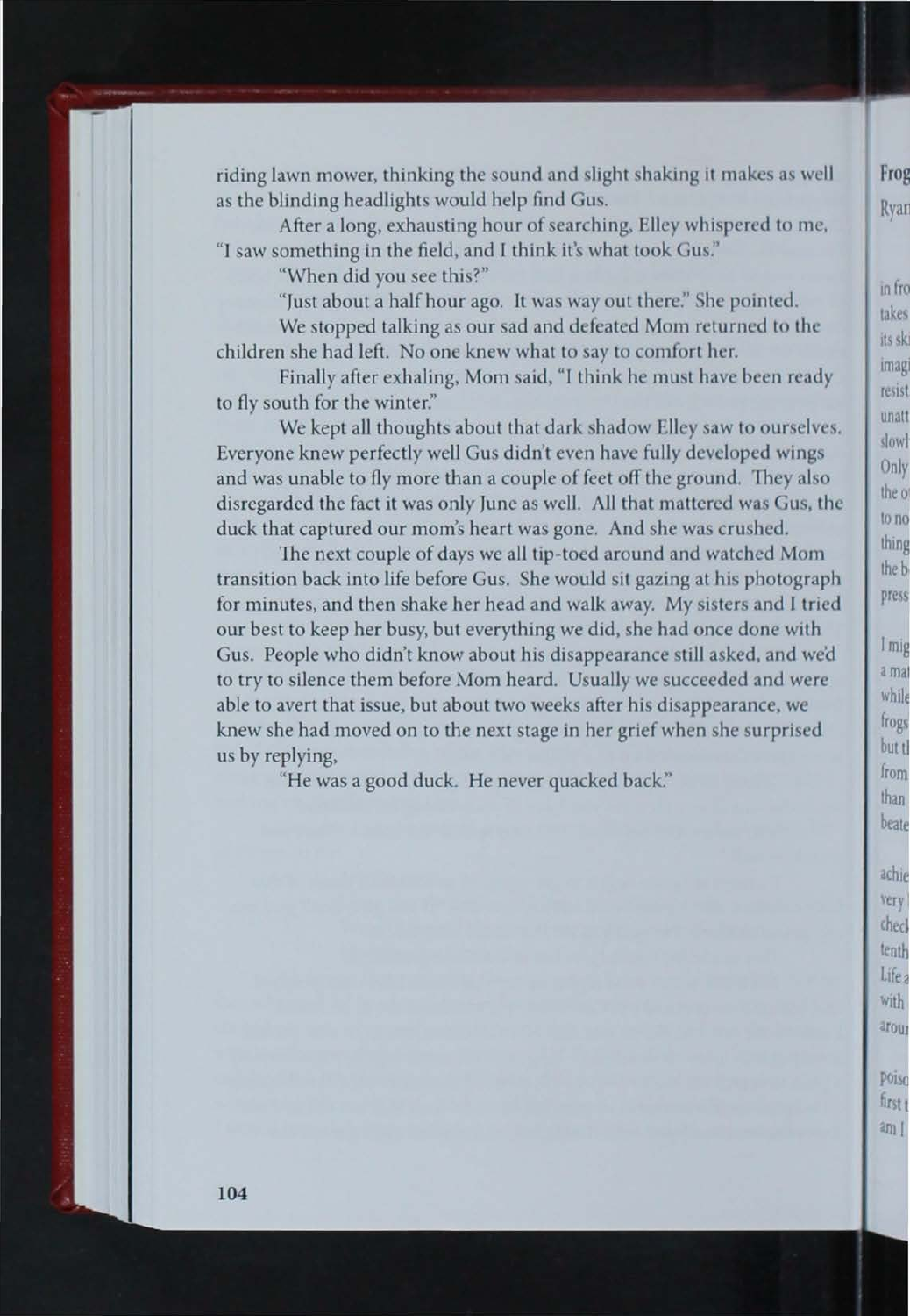riding lawn mower, thinking the sound and slight shaking it makes as well as the blinding headlights would help find Gus.

After a long, exhausting hour of searching, Elley whispered to me, "I saw something in the field, and I think it's what took Gus."

"When did you see this?"

"Just about a half hour ago. It was way out there." She pointed.

We stopped talking as our sad and defeated Mom returned to the children she had left. No one knew what to say to comfort her.

Finally after exhaling, Mom said, "I think he must have been ready to fly south for the winter."

We kept all thoughts about that dark shadow Elley saw to ourselves. Everyone knew perfectly well Gus didn't even have fully developed wings and was unable to fly more than a couple of feet off the ground. They also disregarded the fact it was only June as well. All that mattered was Gus, the duck that captured our mom's heart was gone. And she was crushed.

The next couple of days we all tip-toed around and watched Mom transition back into life before Gus. She would sit gazing at his photograph for minutes, and then shake her head and walk away. My sisters and I tried our best to keep her busy, but everything we did, she had once done with Gus. People who didn't know about his disappearance still asked, and we'd to try to silence them before Mom heard. Usually we succeeded and were able to avert that issue, but about two weeks after his disappearance, we knew she had moved on to the next stage in her grief when she surprised us by replying,

"He was a good duck. He never quacked back."